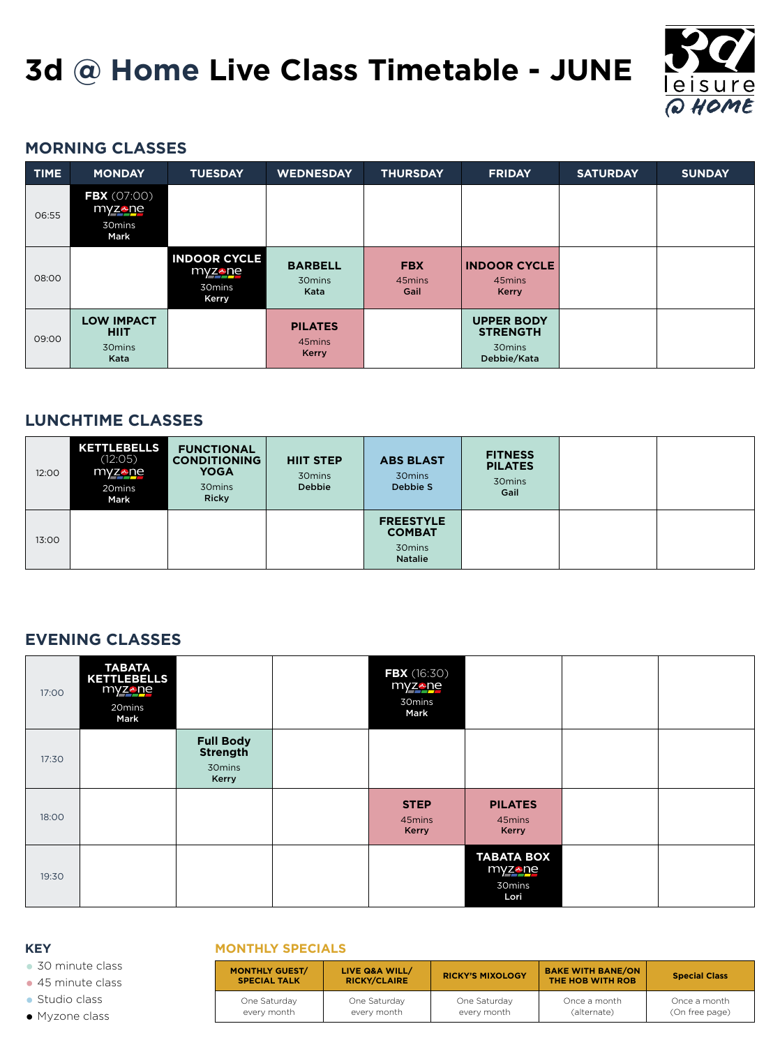# 3d @ Home Live Class Timetable - JUNE

## MORNING CLASSES

| TIME | MONDAY | TUESDAY | WEDNESDAY | THURSDAY | FRIDAY | SATURDAY | SUNDAY |
|---|---|---|---|---|---|---|---|
| 06:55 | **FBX** (07:00) myzone 30mins Mark | | | | | | |
| 08:00 | | **INDOOR CYCLE** myzone 30mins Kerry | **BARBELL** 30mins Kata | **FBX** 45mins Gail | **INDOOR CYCLE** 45mins Kerry | | |
| 09:00 | **LOW IMPACT HIIT** 30mins Kata | | **PILATES** 45mins Kerry | | **UPPER BODY STRENGTH** 30mins Debbie/Kata | | |

## LUNCHTIME CLASSES

| TIME | MONDAY | TUESDAY | WEDNESDAY | THURSDAY | FRIDAY | SATURDAY | SUNDAY |
|---|---|---|---|---|---|---|---|
| 12:00 | **KETTLEBELLS** (12:05) myzone 20mins Mark | **FUNCTIONAL CONDITIONING YOGA** 30mins Ricky | **HIIT STEP** 30mins Debbie | **ABS BLAST** 30mins Debbie S | **FITNESS PILATES** 30mins Gail | | |
| 13:00 | | | | **FREESTYLE COMBAT** 30mins Natalie | | | |

## EVENING CLASSES

| TIME | MONDAY | TUESDAY | WEDNESDAY | THURSDAY | FRIDAY | SATURDAY | SUNDAY |
|---|---|---|---|---|---|---|---|
| 17:00 | **TABATA KETTLEBELLS** myzone 20mins Mark | | | **FBX** (16:30) myzone 30mins Mark | | | |
| 17:30 | | **Full Body Strength** 30mins Kerry | | | | | |
| 18:00 | | | | **STEP** 45mins Kerry | **PILATES** 45mins Kerry | | |
| 19:30 | | | | | **TABATA BOX** myzone 30mins Lori | | |

## KEY

- 30 minute class
- 45 minute class
- Studio class
- Myzone class

## MONTHLY SPECIALS

| MONTHLY GUEST/ SPECIAL TALK | LIVE Q&A WILL/ RICKY/CLAIRE | RICKY'S MIXOLOGY | BAKE WITH BANE/ON THE HOB WITH ROB | Special Class |
|---|---|---|---|---|
| One Saturday every month | One Saturday every month | One Saturday every month | Once a month (alternate) | Once a month (On free page) |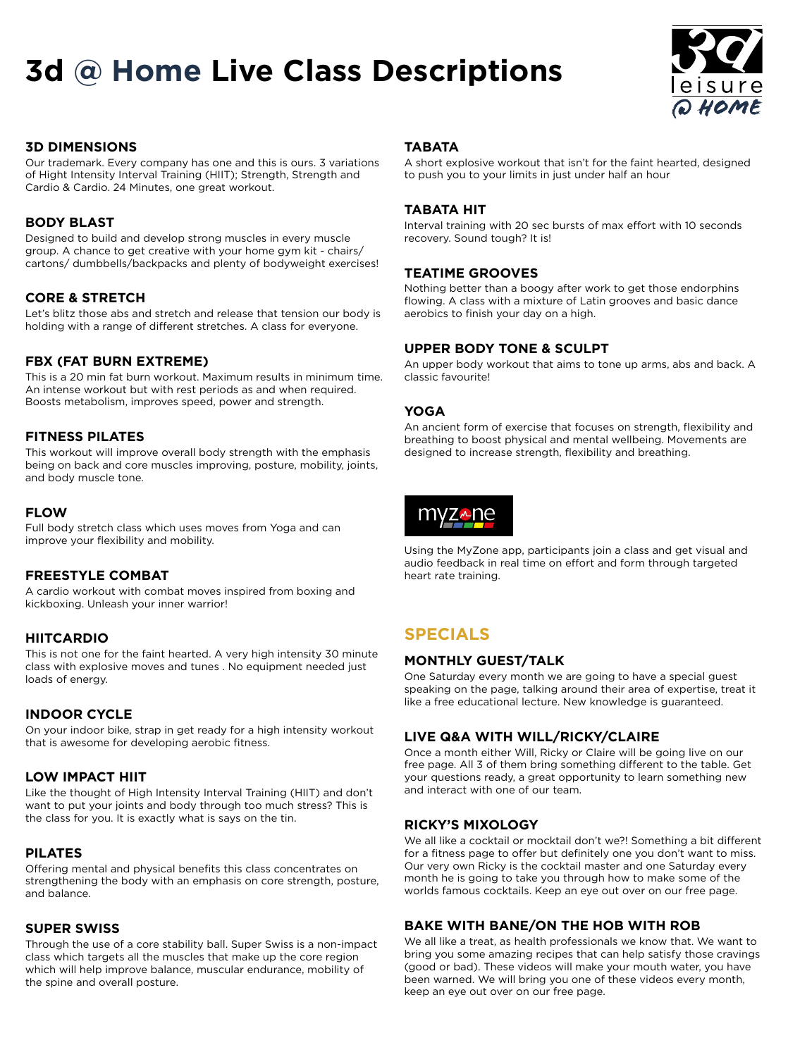# 3d @ Home Live Class Descriptions

### 3D DIMENSIONS

Our trademark. Every company has one and this is ours. 3 variations of Hight Intensity Interval Training (HIIT); Strength, Strength and Cardio & Cardio. 24 Minutes, one great workout.

### BODY BLAST

Designed to build and develop strong muscles in every muscle group. A chance to get creative with your home gym kit - chairs/ cartons/ dumbbells/backpacks and plenty of bodyweight exercises!

### CORE & STRETCH

Let's blitz those abs and stretch and release that tension our body is holding with a range of different stretches. A class for everyone.

### FBX (FAT BURN EXTREME)

This is a 20 min fat burn workout. Maximum results in minimum time. An intense workout but with rest periods as and when required. Boosts metabolism, improves speed, power and strength.

### FITNESS PILATES

This workout will improve overall body strength with the emphasis being on back and core muscles improving, posture, mobility, joints, and body muscle tone.

### FLOW

Full body stretch class which uses moves from Yoga and can improve your flexibility and mobility.

### FREESTYLE COMBAT

A cardio workout with combat moves inspired from boxing and kickboxing. Unleash your inner warrior!

### HIITCARDIO

This is not one for the faint hearted. A very high intensity 30 minute class with explosive moves and tunes . No equipment needed just loads of energy.

### INDOOR CYCLE

On your indoor bike, strap in get ready for a high intensity workout that is awesome for developing aerobic fitness.

### LOW IMPACT HIIT

Like the thought of High Intensity Interval Training (HIIT) and don't want to put your joints and body through too much stress? This is the class for you. It is exactly what is says on the tin.

### PILATES

Offering mental and physical benefits this class concentrates on strengthening the body with an emphasis on core strength, posture, and balance.

### SUPER SWISS

Through the use of a core stability ball. Super Swiss is a non-impact class which targets all the muscles that make up the core region which will help improve balance, muscular endurance, mobility of the spine and overall posture.

### TABATA

A short explosive workout that isn't for the faint hearted, designed to push you to your limits in just under half an hour

### TABATA HIT

Interval training with 20 sec bursts of max effort with 10 seconds recovery. Sound tough? It is!

### TEATIME GROOVES

Nothing better than a boogy after work to get those endorphins flowing. A class with a mixture of Latin grooves and basic dance aerobics to finish your day on a high.

### UPPER BODY TONE & SCULPT

An upper body workout that aims to tone up arms, abs and back. A classic favourite!

### YOGA

An ancient form of exercise that focuses on strength, flexibility and breathing to boost physical and mental wellbeing. Movements are designed to increase strength, flexibility and breathing.

### MYZONE

Using the MyZone app, participants join a class and get visual and audio feedback in real time on effort and form through targeted heart rate training.

## SPECIALS

### MONTHLY GUEST/TALK

One Saturday every month we are going to have a special guest speaking on the page, talking around their area of expertise, treat it like a free educational lecture. New knowledge is guaranteed.

### LIVE Q&A WITH WILL/RICKY/CLAIRE

Once a month either Will, Ricky or Claire will be going live on our free page. All 3 of them bring something different to the table. Get your questions ready, a great opportunity to learn something new and interact with one of our team.

### RICKY'S MIXOLOGY

We all like a cocktail or mocktail don't we?! Something a bit different for a fitness page to offer but definitely one you don't want to miss. Our very own Ricky is the cocktail master and one Saturday every month he is going to take you through how to make some of the worlds famous cocktails. Keep an eye out over on our free page.

### BAKE WITH BANE/ON THE HOB WITH ROB

We all like a treat, as health professionals we know that. We want to bring you some amazing recipes that can help satisfy those cravings (good or bad). These videos will make your mouth water, you have been warned. We will bring you one of these videos every month, keep an eye out over on our free page.